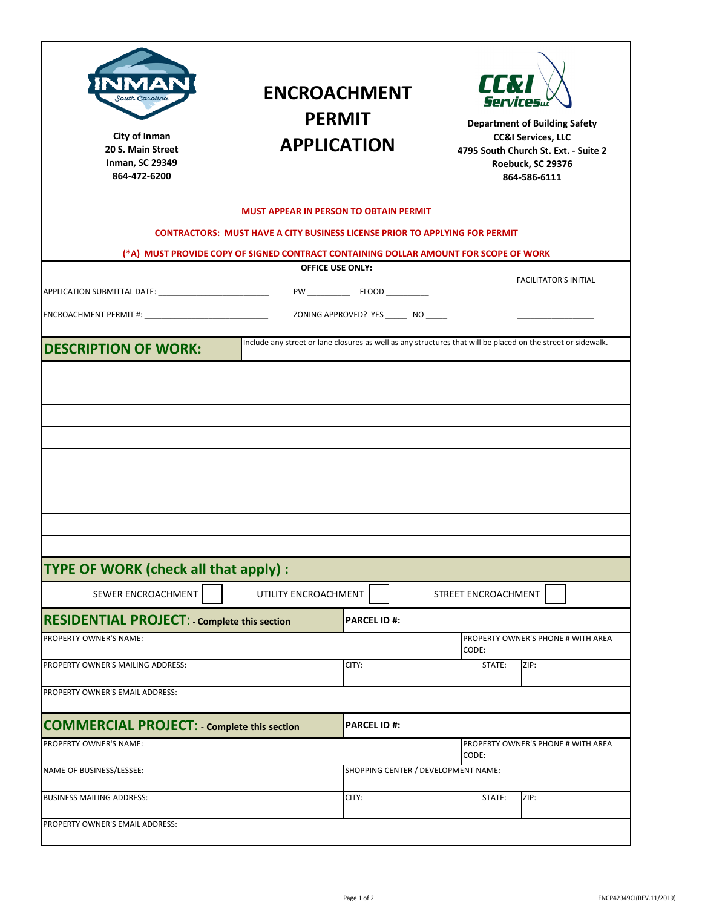City of Inman
20 S. Main Street
Inman, SC 29349
864-472-6200

# ENCROACHMENT PERMIT APPLICATION

**Department of Building Safety**
**CC&I Services, LLC**
**4795 South Church St. Ext. - Suite 2**
**Roebuck, SC 29376**
**864-586-6111**

**MUST APPEAR IN PERSON TO OBTAIN PERMIT**

**CONTRACTORS: MUST HAVE A CITY BUSINESS LICENSE PRIOR TO APPLYING FOR PERMIT**

**(*A) MUST PROVIDE COPY OF SIGNED CONTRACT CONTAINING DOLLAR AMOUNT FOR SCOPE OF WORK**

**OFFICE USE ONLY:**

| | | |
|---|---|---|
| APPLICATION SUBMITTAL DATE: ____________________ | PW ________ FLOOD ________ | FACILITATOR'S INITIAL |
| ENCROACHMENT PERMIT #: ____________________ | ZONING APPROVED? YES _____ NO _____ | ________________ |

## DESCRIPTION OF WORK:

Include any street or lane closures as well as any structures that will be placed on the street or sidewalk.

## TYPE OF WORK (check all that apply) :

SEWER ENCROACHMENT ☐ UTILITY ENCROACHMENT ☐ STREET ENCROACHMENT ☐

## RESIDENTIAL PROJECT: - Complete this section

| | | | |
|---|---|---|---|
| **PARCEL ID #:** | | | |
| PROPERTY OWNER'S NAME: | | PROPERTY OWNER'S PHONE # WITH AREA CODE: | |
| PROPERTY OWNER'S MAILING ADDRESS: | CITY: | STATE: | ZIP: |
| PROPERTY OWNER'S EMAIL ADDRESS: | | | |

## COMMERCIAL PROJECT: - Complete this section

| | | | |
|---|---|---|---|
| **PARCEL ID #:** | | | |
| PROPERTY OWNER'S NAME: | | PROPERTY OWNER'S PHONE # WITH AREA CODE: | |
| NAME OF BUSINESS/LESSEE: | SHOPPING CENTER / DEVELOPMENT NAME: | | |
| BUSINESS MAILING ADDRESS: | CITY: | STATE: | ZIP: |
| PROPERTY OWNER'S EMAIL ADDRESS: | | | |

ENCP42349CI(REV.11/2019)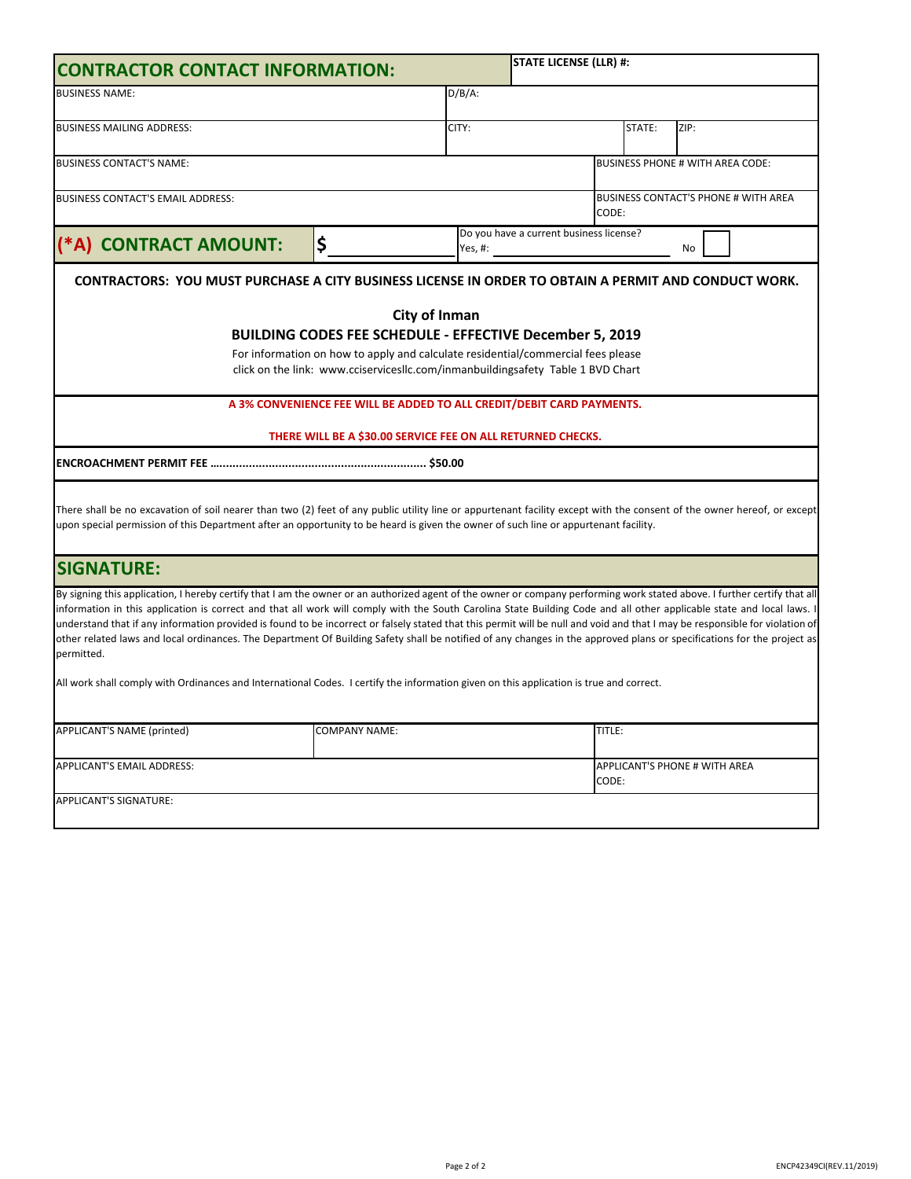## CONTRACTOR CONTACT INFORMATION:

| | | | | |
|---|---|---|---|---|
| **STATE LICENSE (LLR) #:** | | | | |
| BUSINESS NAME: | D/B/A: | | | |
| BUSINESS MAILING ADDRESS: | CITY: | | STATE: | ZIP: |
| BUSINESS CONTACT'S NAME: | | BUSINESS PHONE # WITH AREA CODE: | | |
| BUSINESS CONTACT'S EMAIL ADDRESS: | | BUSINESS CONTACT'S PHONE # WITH AREA CODE: | | |

## (*A) CONTRACT AMOUNT: $

Do you have a current business license? Yes, #: ______________ No ☐

**CONTRACTORS: YOU MUST PURCHASE A CITY BUSINESS LICENSE IN ORDER TO OBTAIN A PERMIT AND CONDUCT WORK.**

**City of Inman**

**BUILDING CODES FEE SCHEDULE - EFFECTIVE December 5, 2019**

For information on how to apply and calculate residential/commercial fees please click on the link: www.cciservicesllc.com/inmanbuildingsafety Table 1 BVD Chart

**A 3% CONVENIENCE FEE WILL BE ADDED TO ALL CREDIT/DEBIT CARD PAYMENTS.**

**THERE WILL BE A $30.00 SERVICE FEE ON ALL RETURNED CHECKS.**

**ENCROACHMENT PERMIT FEE ................................................................ $50.00**

There shall be no excavation of soil nearer than two (2) feet of any public utility line or appurtenant facility except with the consent of the owner hereof, or except upon special permission of this Department after an opportunity to be heard is given the owner of such line or appurtenant facility.

## SIGNATURE:

By signing this application, I hereby certify that I am the owner or an authorized agent of the owner or company performing work stated above. I further certify that all information in this application is correct and that all work will comply with the South Carolina State Building Code and all other applicable state and local laws. I understand that if any information provided is found to be incorrect or falsely stated that this permit will be null and void and that I may be responsible for violation of other related laws and local ordinances. The Department Of Building Safety shall be notified of any changes in the approved plans or specifications for the project as permitted.

All work shall comply with Ordinances and International Codes. I certify the information given on this application is true and correct.

| | | |
|---|---|---|
| APPLICANT'S NAME (printed) | COMPANY NAME: | TITLE: |
| APPLICANT'S EMAIL ADDRESS: | | APPLICANT'S PHONE # WITH AREA CODE: |
| APPLICANT'S SIGNATURE: | | |

ENCP42349CI(REV.11/2019)